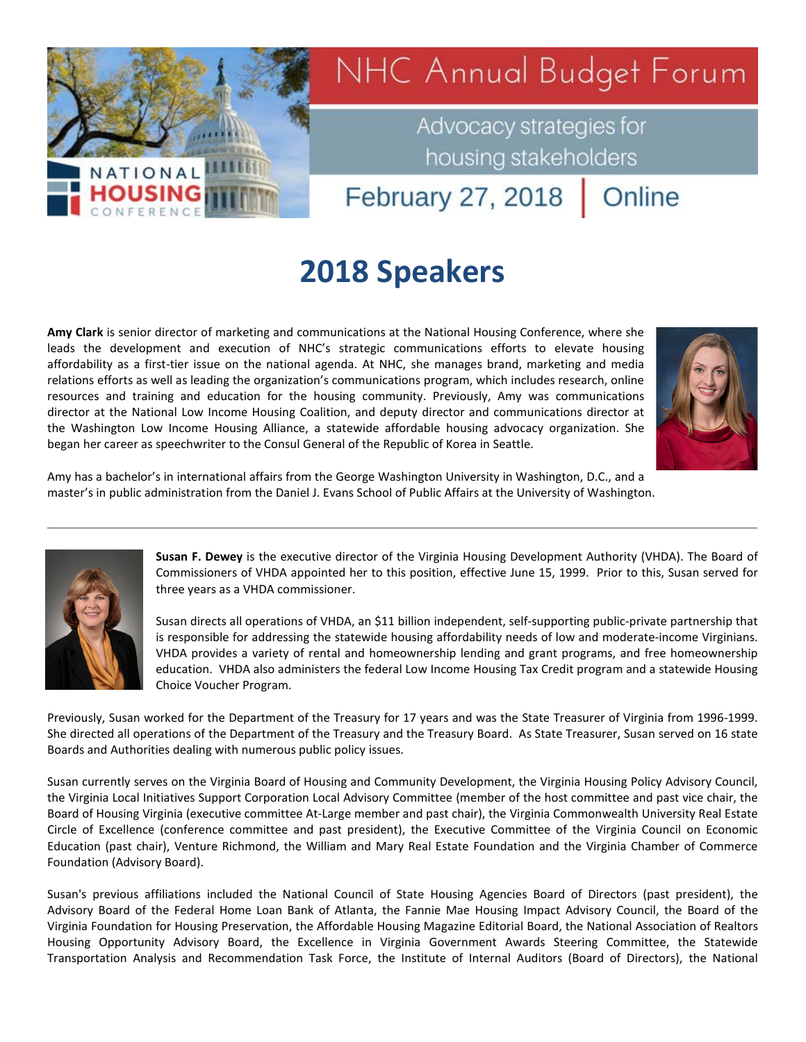# NHC Annual Budget Forum

Advocacy strategies for housing stakeholders

February 27, 2018 | Online

## 2018 Speakers

**Amy Clark** is senior director of marketing and communications at the National Housing Conference, where she leads the development and execution of NHC's strategic communications efforts to elevate housing affordability as a first-tier issue on the national agenda. At NHC, she manages brand, marketing and media relations efforts as well as leading the organization's communications program, which includes research, online resources and training and education for the housing community. Previously, Amy was communications director at the National Low Income Housing Coalition, and deputy director and communications director at the Washington Low Income Housing Alliance, a statewide affordable housing advocacy organization. She began her career as speechwriter to the Consul General of the Republic of Korea in Seattle.

Amy has a bachelor's in international affairs from the George Washington University in Washington, D.C., and a master's in public administration from the Daniel J. Evans School of Public Affairs at the University of Washington.

---

**Susan F. Dewey** is the executive director of the Virginia Housing Development Authority (VHDA). The Board of Commissioners of VHDA appointed her to this position, effective June 15, 1999. Prior to this, Susan served for three years as a VHDA commissioner.

Susan directs all operations of VHDA, an $11 billion independent, self-supporting public-private partnership that is responsible for addressing the statewide housing affordability needs of low and moderate-income Virginians. VHDA provides a variety of rental and homeownership lending and grant programs, and free homeownership education. VHDA also administers the federal Low Income Housing Tax Credit program and a statewide Housing Choice Voucher Program.

Previously, Susan worked for the Department of the Treasury for 17 years and was the State Treasurer of Virginia from 1996-1999. She directed all operations of the Department of the Treasury and the Treasury Board. As State Treasurer, Susan served on 16 state Boards and Authorities dealing with numerous public policy issues.

Susan currently serves on the Virginia Board of Housing and Community Development, the Virginia Housing Policy Advisory Council, the Virginia Local Initiatives Support Corporation Local Advisory Committee (member of the host committee and past vice chair, the Board of Housing Virginia (executive committee At-Large member and past chair), the Virginia Commonwealth University Real Estate Circle of Excellence (conference committee and past president), the Executive Committee of the Virginia Council on Economic Education (past chair), Venture Richmond, the William and Mary Real Estate Foundation and the Virginia Chamber of Commerce Foundation (Advisory Board).

Susan's previous affiliations included the National Council of State Housing Agencies Board of Directors (past president), the Advisory Board of the Federal Home Loan Bank of Atlanta, the Fannie Mae Housing Impact Advisory Council, the Board of the Virginia Foundation for Housing Preservation, the Affordable Housing Magazine Editorial Board, the National Association of Realtors Housing Opportunity Advisory Board, the Excellence in Virginia Government Awards Steering Committee, the Statewide Transportation Analysis and Recommendation Task Force, the Institute of Internal Auditors (Board of Directors), the National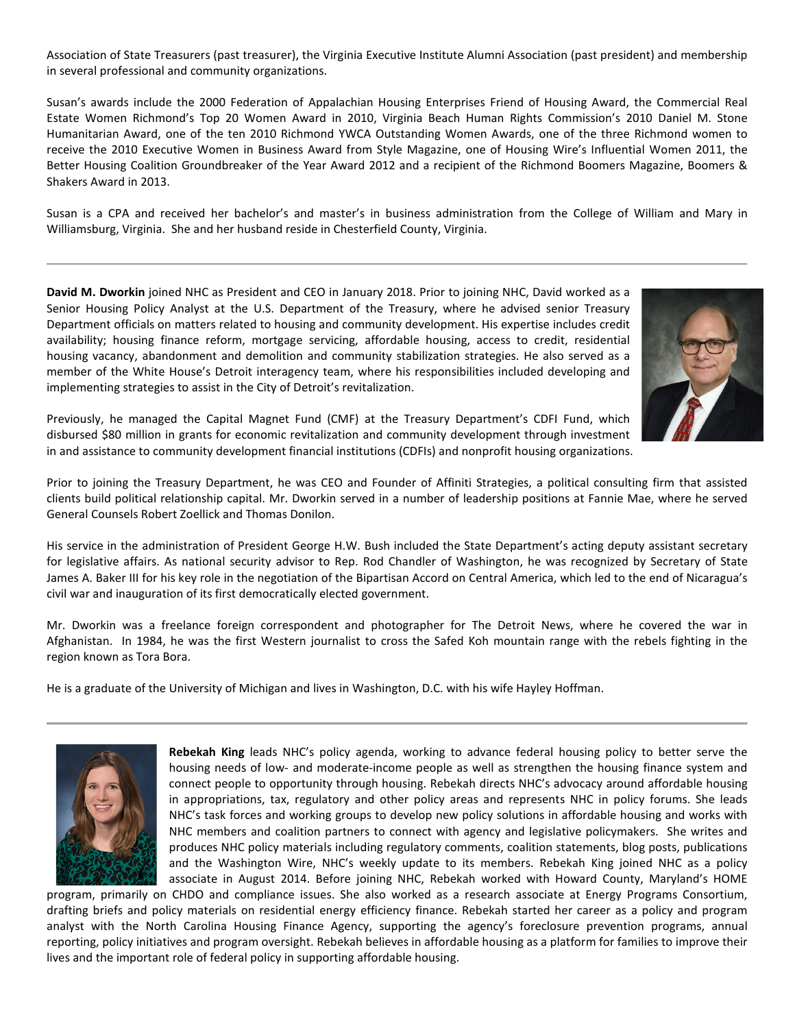Association of State Treasurers (past treasurer), the Virginia Executive Institute Alumni Association (past president) and membership in several professional and community organizations.

Susan's awards include the 2000 Federation of Appalachian Housing Enterprises Friend of Housing Award, the Commercial Real Estate Women Richmond's Top 20 Women Award in 2010, Virginia Beach Human Rights Commission's 2010 Daniel M. Stone Humanitarian Award, one of the ten 2010 Richmond YWCA Outstanding Women Awards, one of the three Richmond women to receive the 2010 Executive Women in Business Award from Style Magazine, one of Housing Wire's Influential Women 2011, the Better Housing Coalition Groundbreaker of the Year Award 2012 and a recipient of the Richmond Boomers Magazine, Boomers & Shakers Award in 2013.

Susan is a CPA and received her bachelor's and master's in business administration from the College of William and Mary in Williamsburg, Virginia. She and her husband reside in Chesterfield County, Virginia.

---

**David M. Dworkin** joined NHC as President and CEO in January 2018. Prior to joining NHC, David worked as a Senior Housing Policy Analyst at the U.S. Department of the Treasury, where he advised senior Treasury Department officials on matters related to housing and community development. His expertise includes credit availability; housing finance reform, mortgage servicing, affordable housing, access to credit, residential housing vacancy, abandonment and demolition and community stabilization strategies. He also served as a member of the White House's Detroit interagency team, where his responsibilities included developing and implementing strategies to assist in the City of Detroit's revitalization.

Previously, he managed the Capital Magnet Fund (CMF) at the Treasury Department's CDFI Fund, which disbursed $80 million in grants for economic revitalization and community development through investment in and assistance to community development financial institutions (CDFIs) and nonprofit housing organizations.

Prior to joining the Treasury Department, he was CEO and Founder of Affiniti Strategies, a political consulting firm that assisted clients build political relationship capital. Mr. Dworkin served in a number of leadership positions at Fannie Mae, where he served General Counsels Robert Zoellick and Thomas Donilon.

His service in the administration of President George H.W. Bush included the State Department's acting deputy assistant secretary for legislative affairs. As national security advisor to Rep. Rod Chandler of Washington, he was recognized by Secretary of State James A. Baker III for his key role in the negotiation of the Bipartisan Accord on Central America, which led to the end of Nicaragua's civil war and inauguration of its first democratically elected government.

Mr. Dworkin was a freelance foreign correspondent and photographer for The Detroit News, where he covered the war in Afghanistan. In 1984, he was the first Western journalist to cross the Safed Koh mountain range with the rebels fighting in the region known as Tora Bora.

He is a graduate of the University of Michigan and lives in Washington, D.C. with his wife Hayley Hoffman.

---

**Rebekah King** leads NHC's policy agenda, working to advance federal housing policy to better serve the housing needs of low- and moderate-income people as well as strengthen the housing finance system and connect people to opportunity through housing. Rebekah directs NHC's advocacy around affordable housing in appropriations, tax, regulatory and other policy areas and represents NHC in policy forums. She leads NHC's task forces and working groups to develop new policy solutions in affordable housing and works with NHC members and coalition partners to connect with agency and legislative policymakers. She writes and produces NHC policy materials including regulatory comments, coalition statements, blog posts, publications and the Washington Wire, NHC's weekly update to its members. Rebekah King joined NHC as a policy associate in August 2014. Before joining NHC, Rebekah worked with Howard County, Maryland's HOME program, primarily on CHDO and compliance issues. She also worked as a research associate at Energy Programs Consortium, drafting briefs and policy materials on residential energy efficiency finance. Rebekah started her career as a policy and program analyst with the North Carolina Housing Finance Agency, supporting the agency's foreclosure prevention programs, annual reporting, policy initiatives and program oversight. Rebekah believes in affordable housing as a platform for families to improve their lives and the important role of federal policy in supporting affordable housing.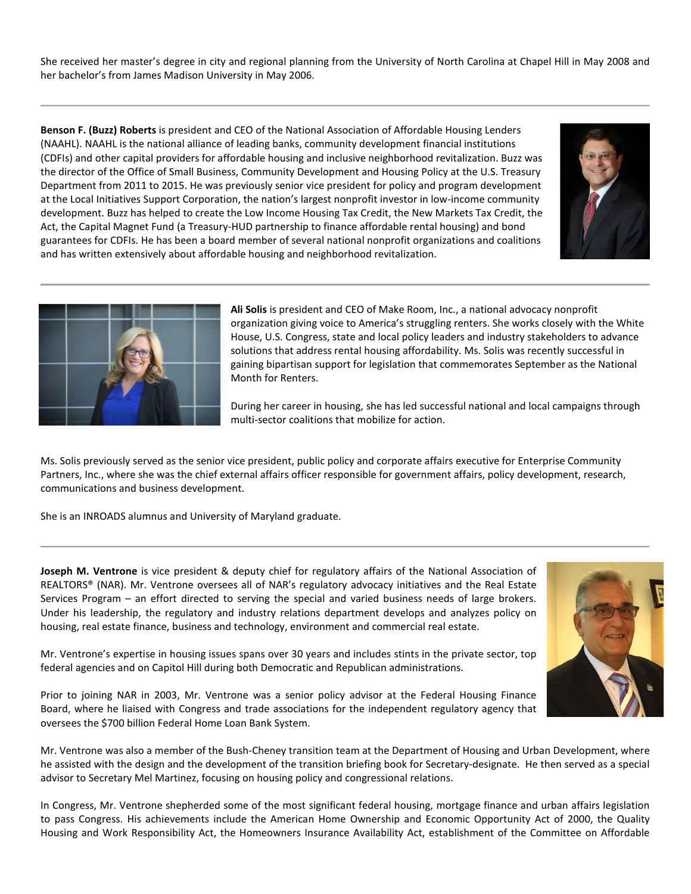She received her master's degree in city and regional planning from the University of North Carolina at Chapel Hill in May 2008 and her bachelor's from James Madison University in May 2006.

---

**Benson F. (Buzz) Roberts** is president and CEO of the National Association of Affordable Housing Lenders (NAAHL). NAAHL is the national alliance of leading banks, community development financial institutions (CDFIs) and other capital providers for affordable housing and inclusive neighborhood revitalization. Buzz was the director of the Office of Small Business, Community Development and Housing Policy at the U.S. Treasury Department from 2011 to 2015. He was previously senior vice president for policy and program development at the Local Initiatives Support Corporation, the nation's largest nonprofit investor in low-income community development. Buzz has helped to create the Low Income Housing Tax Credit, the New Markets Tax Credit, the Act, the Capital Magnet Fund (a Treasury-HUD partnership to finance affordable rental housing) and bond guarantees for CDFIs. He has been a board member of several national nonprofit organizations and coalitions and has written extensively about affordable housing and neighborhood revitalization.

---

**Ali Solis** is president and CEO of Make Room, Inc., a national advocacy nonprofit organization giving voice to America's struggling renters. She works closely with the White House, U.S. Congress, state and local policy leaders and industry stakeholders to advance solutions that address rental housing affordability. Ms. Solis was recently successful in gaining bipartisan support for legislation that commemorates September as the National Month for Renters.

During her career in housing, she has led successful national and local campaigns through multi-sector coalitions that mobilize for action.

Ms. Solis previously served as the senior vice president, public policy and corporate affairs executive for Enterprise Community Partners, Inc., where she was the chief external affairs officer responsible for government affairs, policy development, research, communications and business development.

She is an INROADS alumnus and University of Maryland graduate.

---

**Joseph M. Ventrone** is vice president & deputy chief for regulatory affairs of the National Association of REALTORS® (NAR). Mr. Ventrone oversees all of NAR's regulatory advocacy initiatives and the Real Estate Services Program – an effort directed to serving the special and varied business needs of large brokers. Under his leadership, the regulatory and industry relations department develops and analyzes policy on housing, real estate finance, business and technology, environment and commercial real estate.

Mr. Ventrone's expertise in housing issues spans over 30 years and includes stints in the private sector, top federal agencies and on Capitol Hill during both Democratic and Republican administrations.

Prior to joining NAR in 2003, Mr. Ventrone was a senior policy advisor at the Federal Housing Finance Board, where he liaised with Congress and trade associations for the independent regulatory agency that oversees the $700 billion Federal Home Loan Bank System.

Mr. Ventrone was also a member of the Bush-Cheney transition team at the Department of Housing and Urban Development, where he assisted with the design and the development of the transition briefing book for Secretary-designate. He then served as a special advisor to Secretary Mel Martinez, focusing on housing policy and congressional relations.

In Congress, Mr. Ventrone shepherded some of the most significant federal housing, mortgage finance and urban affairs legislation to pass Congress. His achievements include the American Home Ownership and Economic Opportunity Act of 2000, the Quality Housing and Work Responsibility Act, the Homeowners Insurance Availability Act, establishment of the Committee on Affordable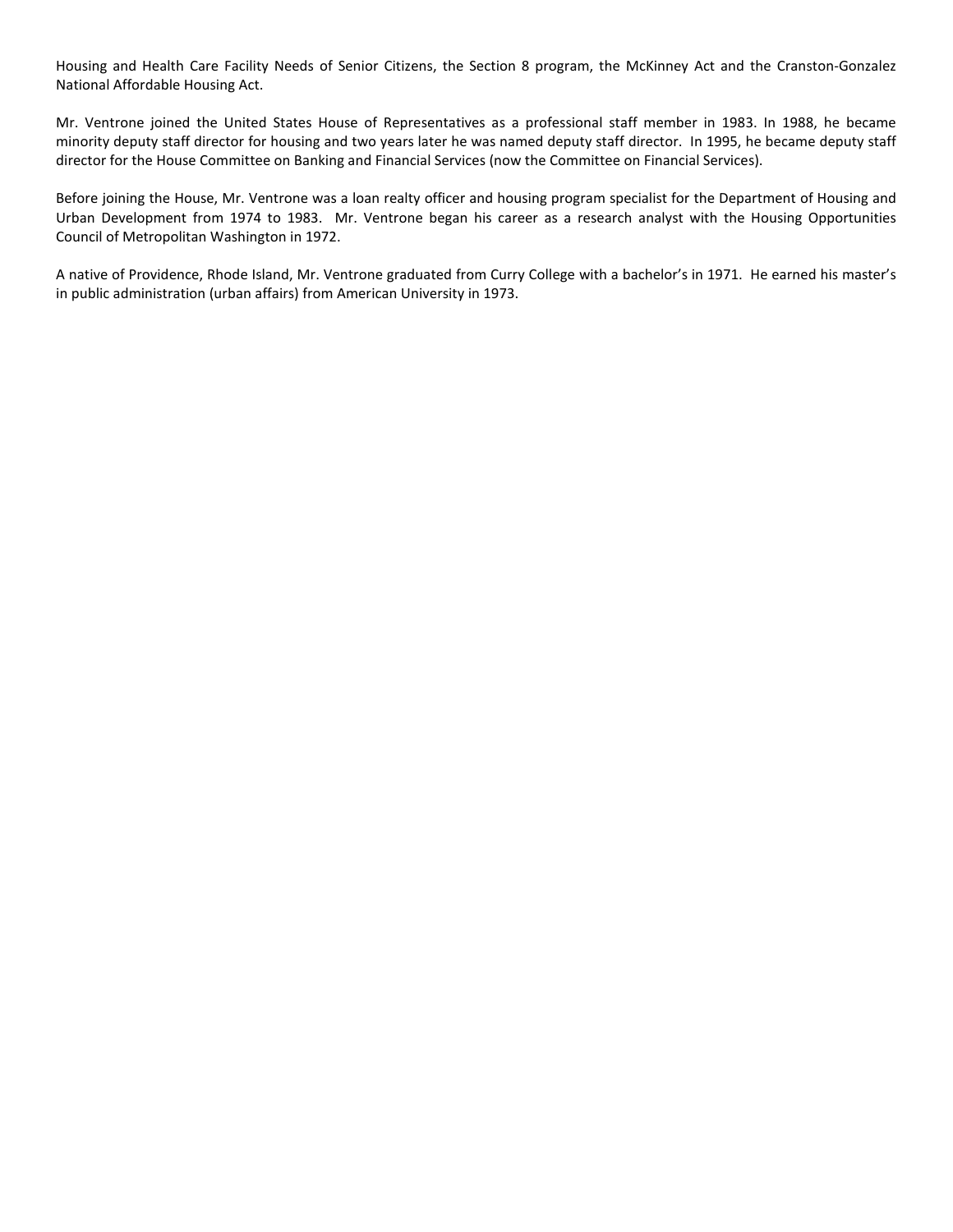Housing and Health Care Facility Needs of Senior Citizens, the Section 8 program, the McKinney Act and the Cranston-Gonzalez National Affordable Housing Act.

Mr. Ventrone joined the United States House of Representatives as a professional staff member in 1983. In 1988, he became minority deputy staff director for housing and two years later he was named deputy staff director. In 1995, he became deputy staff director for the House Committee on Banking and Financial Services (now the Committee on Financial Services).

Before joining the House, Mr. Ventrone was a loan realty officer and housing program specialist for the Department of Housing and Urban Development from 1974 to 1983. Mr. Ventrone began his career as a research analyst with the Housing Opportunities Council of Metropolitan Washington in 1972.

A native of Providence, Rhode Island, Mr. Ventrone graduated from Curry College with a bachelor's in 1971. He earned his master's in public administration (urban affairs) from American University in 1973.